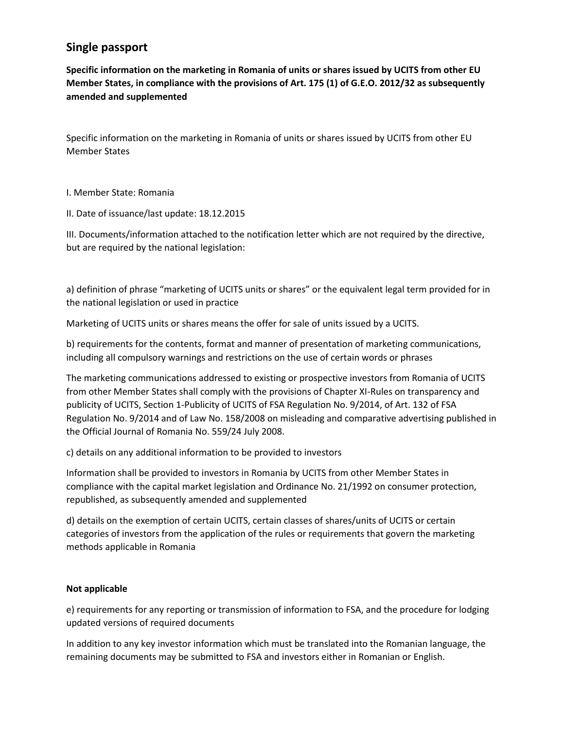# Single passport

**Specific information on the marketing in Romania of units or shares issued by UCITS from other EU Member States, in compliance with the provisions of Art. 175 (1) of G.E.O. 2012/32 as subsequently amended and supplemented**

Specific information on the marketing in Romania of units or shares issued by UCITS from other EU Member States

I. Member State: Romania

II. Date of issuance/last update: 18.12.2015

III. Documents/information attached to the notification letter which are not required by the directive, but are required by the national legislation:

a) definition of phrase "marketing of UCITS units or shares" or the equivalent legal term provided for in the national legislation or used in practice

Marketing of UCITS units or shares means the offer for sale of units issued by a UCITS.

b) requirements for the contents, format and manner of presentation of marketing communications, including all compulsory warnings and restrictions on the use of certain words or phrases

The marketing communications addressed to existing or prospective investors from Romania of UCITS from other Member States shall comply with the provisions of Chapter XI-Rules on transparency and publicity of UCITS, Section 1-Publicity of UCITS of FSA Regulation No. 9/2014, of Art. 132 of FSA Regulation No. 9/2014 and of Law No. 158/2008 on misleading and comparative advertising published in the Official Journal of Romania No. 559/24 July 2008.

c) details on any additional information to be provided to investors

Information shall be provided to investors in Romania by UCITS from other Member States in compliance with the capital market legislation and Ordinance No. 21/1992 on consumer protection, republished, as subsequently amended and supplemented

d) details on the exemption of certain UCITS, certain classes of shares/units of UCITS or certain categories of investors from the application of the rules or requirements that govern the marketing methods applicable in Romania

**Not applicable**

e) requirements for any reporting or transmission of information to FSA, and the procedure for lodging updated versions of required documents

In addition to any key investor information which must be translated into the Romanian language, the remaining documents may be submitted to FSA and investors either in Romanian or English.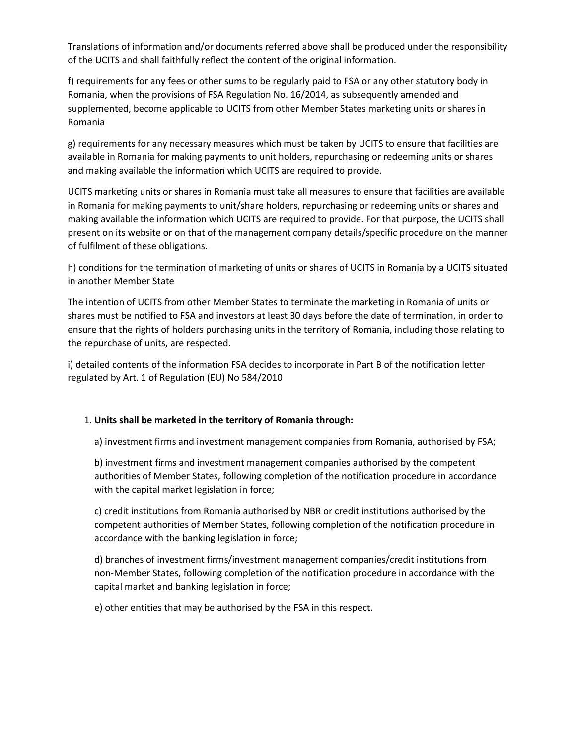Translations of information and/or documents referred above shall be produced under the responsibility of the UCITS and shall faithfully reflect the content of the original information.

f) requirements for any fees or other sums to be regularly paid to FSA or any other statutory body in Romania, when the provisions of FSA Regulation No. 16/2014, as subsequently amended and supplemented, become applicable to UCITS from other Member States marketing units or shares in Romania

g) requirements for any necessary measures which must be taken by UCITS to ensure that facilities are available in Romania for making payments to unit holders, repurchasing or redeeming units or shares and making available the information which UCITS are required to provide.

UCITS marketing units or shares in Romania must take all measures to ensure that facilities are available in Romania for making payments to unit/share holders, repurchasing or redeeming units or shares and making available the information which UCITS are required to provide. For that purpose, the UCITS shall present on its website or on that of the management company details/specific procedure on the manner of fulfilment of these obligations.

h) conditions for the termination of marketing of units or shares of UCITS in Romania by a UCITS situated in another Member State

The intention of UCITS from other Member States to terminate the marketing in Romania of units or shares must be notified to FSA and investors at least 30 days before the date of termination, in order to ensure that the rights of holders purchasing units in the territory of Romania, including those relating to the repurchase of units, are respected.

i) detailed contents of the information FSA decides to incorporate in Part B of the notification letter regulated by Art. 1 of Regulation (EU) No 584/2010

1. **Units shall be marketed in the territory of Romania through:**

   a) investment firms and investment management companies from Romania, authorised by FSA;

   b) investment firms and investment management companies authorised by the competent authorities of Member States, following completion of the notification procedure in accordance with the capital market legislation in force;

   c) credit institutions from Romania authorised by NBR or credit institutions authorised by the competent authorities of Member States, following completion of the notification procedure in accordance with the banking legislation in force;

   d) branches of investment firms/investment management companies/credit institutions from non-Member States, following completion of the notification procedure in accordance with the capital market and banking legislation in force;

   e) other entities that may be authorised by the FSA in this respect.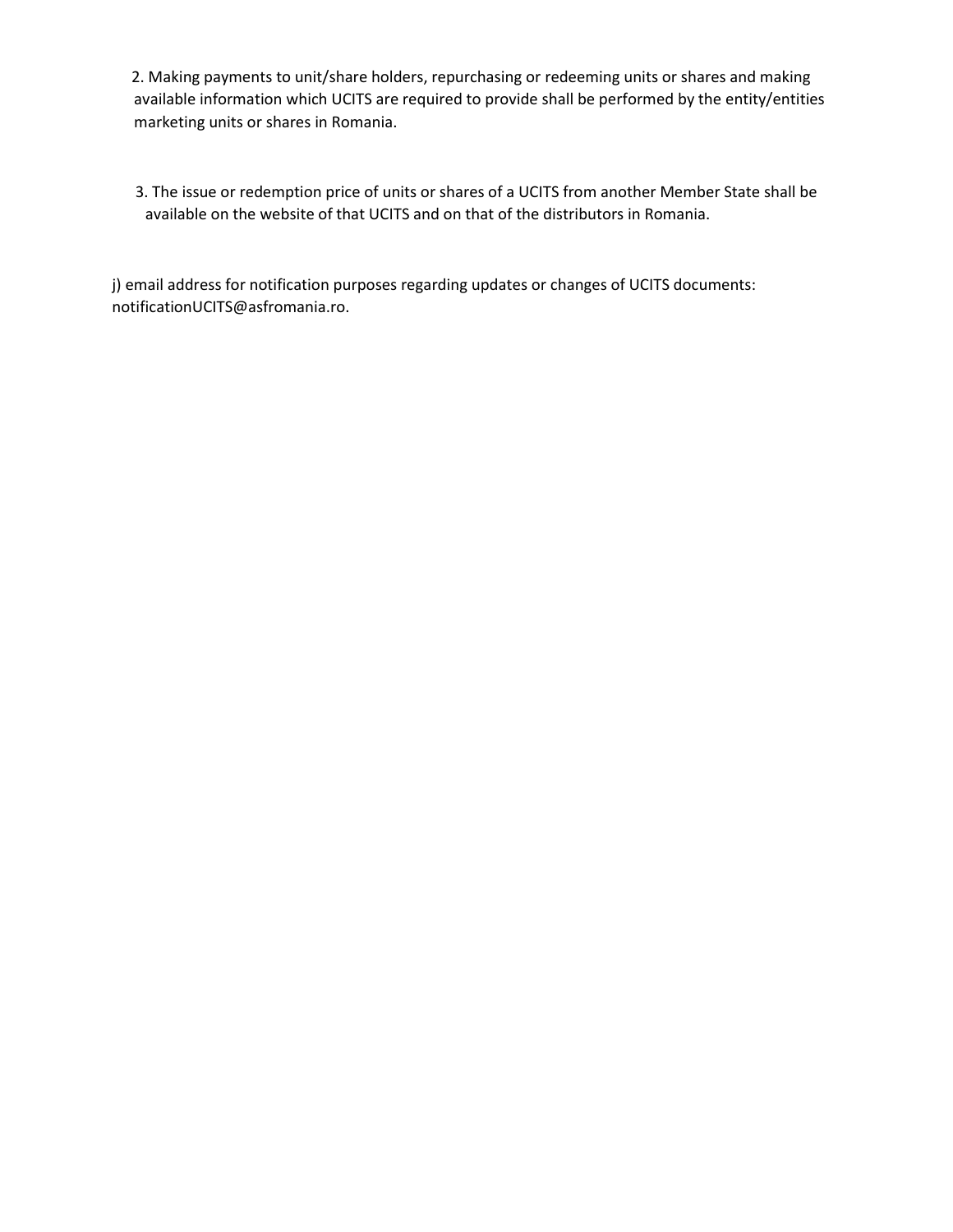2. Making payments to unit/share holders, repurchasing or redeeming units or shares and making available information which UCITS are required to provide shall be performed by the entity/entities marketing units or shares in Romania.

3. The issue or redemption price of units or shares of a UCITS from another Member State shall be available on the website of that UCITS and on that of the distributors in Romania.

j) email address for notification purposes regarding updates or changes of UCITS documents: notificationUCITS@asfromania.ro.